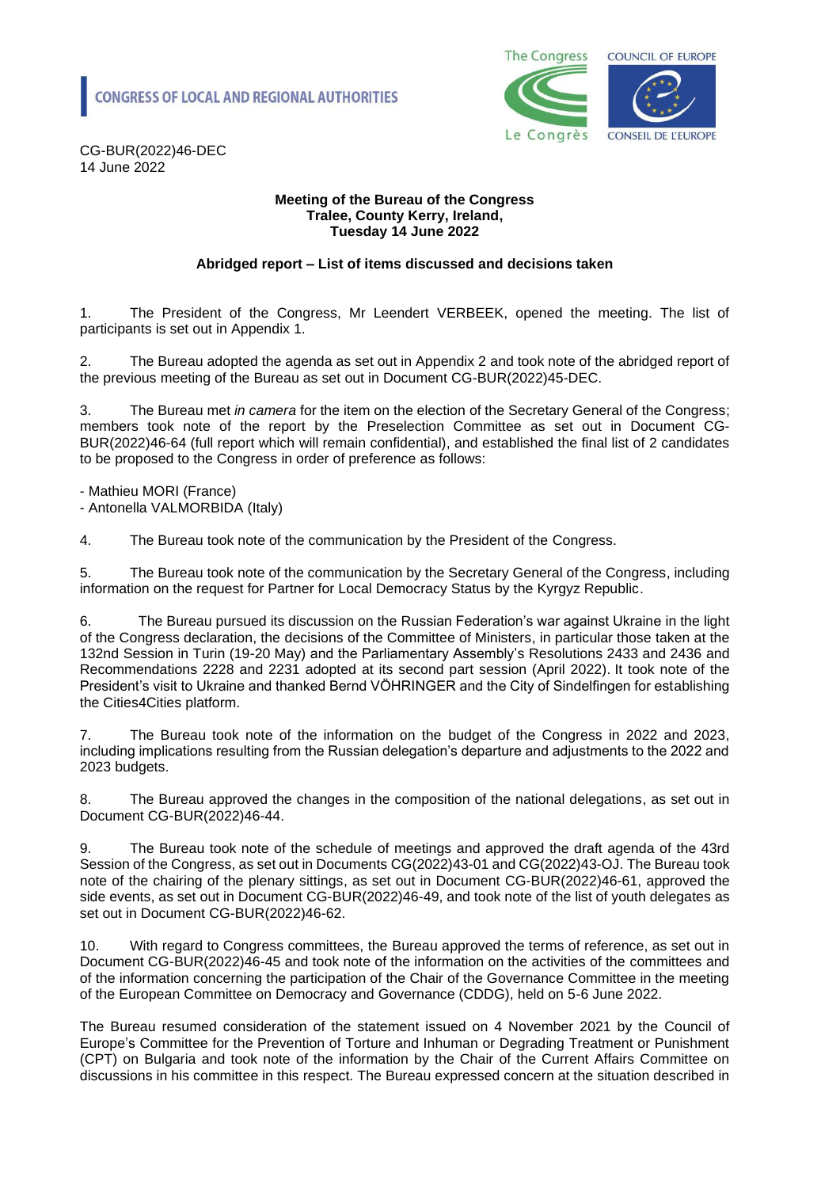CONGRESS OF LOCAL AND REGIONAL AUTHORITIES

CG-BUR(2022)46-DEC
14 June 2022

**Meeting of the Bureau of the Congress**
**Tralee, County Kerry, Ireland,**
**Tuesday 14 June 2022**

**Abridged report – List of items discussed and decisions taken**

1. The President of the Congress, Mr Leendert VERBEEK, opened the meeting. The list of participants is set out in Appendix 1.

2. The Bureau adopted the agenda as set out in Appendix 2 and took note of the abridged report of the previous meeting of the Bureau as set out in Document CG-BUR(2022)45-DEC.

3. The Bureau met *in camera* for the item on the election of the Secretary General of the Congress; members took note of the report by the Preselection Committee as set out in Document CG-BUR(2022)46-64 (full report which will remain confidential), and established the final list of 2 candidates to be proposed to the Congress in order of preference as follows:

- Mathieu MORI (France)
- Antonella VALMORBIDA (Italy)

4. The Bureau took note of the communication by the President of the Congress.

5. The Bureau took note of the communication by the Secretary General of the Congress, including information on the request for Partner for Local Democracy Status by the Kyrgyz Republic.

6. The Bureau pursued its discussion on the Russian Federation's war against Ukraine in the light of the Congress declaration, the decisions of the Committee of Ministers, in particular those taken at the 132nd Session in Turin (19-20 May) and the Parliamentary Assembly's Resolutions 2433 and 2436 and Recommendations 2228 and 2231 adopted at its second part session (April 2022). It took note of the President's visit to Ukraine and thanked Bernd VÖHRINGER and the City of Sindelfingen for establishing the Cities4Cities platform.

7. The Bureau took note of the information on the budget of the Congress in 2022 and 2023, including implications resulting from the Russian delegation's departure and adjustments to the 2022 and 2023 budgets.

8. The Bureau approved the changes in the composition of the national delegations, as set out in Document CG-BUR(2022)46-44.

9. The Bureau took note of the schedule of meetings and approved the draft agenda of the 43rd Session of the Congress, as set out in Documents CG(2022)43-01 and CG(2022)43-OJ. The Bureau took note of the chairing of the plenary sittings, as set out in Document CG-BUR(2022)46-61, approved the side events, as set out in Document CG-BUR(2022)46-49, and took note of the list of youth delegates as set out in Document CG-BUR(2022)46-62.

10. With regard to Congress committees, the Bureau approved the terms of reference, as set out in Document CG-BUR(2022)46-45 and took note of the information on the activities of the committees and of the information concerning the participation of the Chair of the Governance Committee in the meeting of the European Committee on Democracy and Governance (CDDG), held on 5-6 June 2022.

The Bureau resumed consideration of the statement issued on 4 November 2021 by the Council of Europe's Committee for the Prevention of Torture and Inhuman or Degrading Treatment or Punishment (CPT) on Bulgaria and took note of the information by the Chair of the Current Affairs Committee on discussions in his committee in this respect. The Bureau expressed concern at the situation described in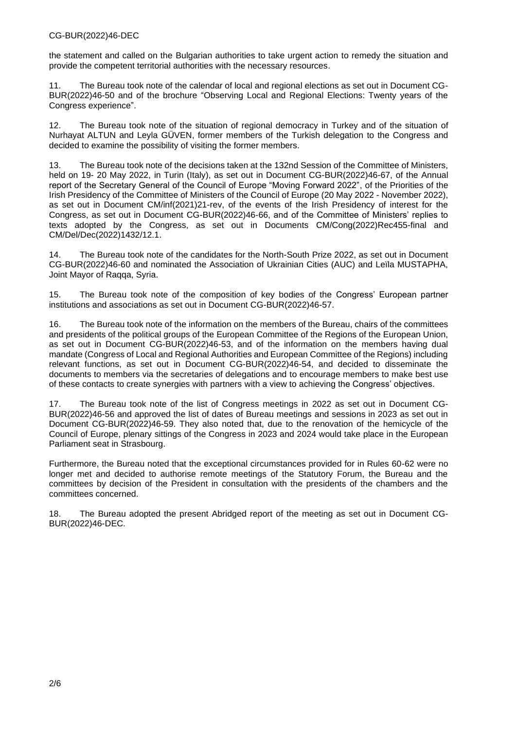the statement and called on the Bulgarian authorities to take urgent action to remedy the situation and provide the competent territorial authorities with the necessary resources.

11. The Bureau took note of the calendar of local and regional elections as set out in Document CG-BUR(2022)46-50 and of the brochure "Observing Local and Regional Elections: Twenty years of the Congress experience".

12. The Bureau took note of the situation of regional democracy in Turkey and of the situation of Nurhayat ALTUN and Leyla GÜVEN, former members of the Turkish delegation to the Congress and decided to examine the possibility of visiting the former members.

13. The Bureau took note of the decisions taken at the 132nd Session of the Committee of Ministers, held on 19- 20 May 2022, in Turin (Italy), as set out in Document CG-BUR(2022)46-67, of the Annual report of the Secretary General of the Council of Europe "Moving Forward 2022", of the Priorities of the Irish Presidency of the Committee of Ministers of the Council of Europe (20 May 2022 - November 2022), as set out in Document CM/inf(2021)21-rev, of the events of the Irish Presidency of interest for the Congress, as set out in Document CG-BUR(2022)46-66, and of the Committee of Ministers' replies to texts adopted by the Congress, as set out in Documents CM/Cong(2022)Rec455-final and CM/Del/Dec(2022)1432/12.1.

14. The Bureau took note of the candidates for the North-South Prize 2022, as set out in Document CG-BUR(2022)46-60 and nominated the Association of Ukrainian Cities (AUC) and Leïla MUSTAPHA, Joint Mayor of Raqqa, Syria.

15. The Bureau took note of the composition of key bodies of the Congress' European partner institutions and associations as set out in Document CG-BUR(2022)46-57.

16. The Bureau took note of the information on the members of the Bureau, chairs of the committees and presidents of the political groups of the European Committee of the Regions of the European Union, as set out in Document CG-BUR(2022)46-53, and of the information on the members having dual mandate (Congress of Local and Regional Authorities and European Committee of the Regions) including relevant functions, as set out in Document CG-BUR(2022)46-54, and decided to disseminate the documents to members via the secretaries of delegations and to encourage members to make best use of these contacts to create synergies with partners with a view to achieving the Congress' objectives.

17. The Bureau took note of the list of Congress meetings in 2022 as set out in Document CG-BUR(2022)46-56 and approved the list of dates of Bureau meetings and sessions in 2023 as set out in Document CG-BUR(2022)46-59. They also noted that, due to the renovation of the hemicycle of the Council of Europe, plenary sittings of the Congress in 2023 and 2024 would take place in the European Parliament seat in Strasbourg.

Furthermore, the Bureau noted that the exceptional circumstances provided for in Rules 60-62 were no longer met and decided to authorise remote meetings of the Statutory Forum, the Bureau and the committees by decision of the President in consultation with the presidents of the chambers and the committees concerned.

18. The Bureau adopted the present Abridged report of the meeting as set out in Document CG-BUR(2022)46-DEC.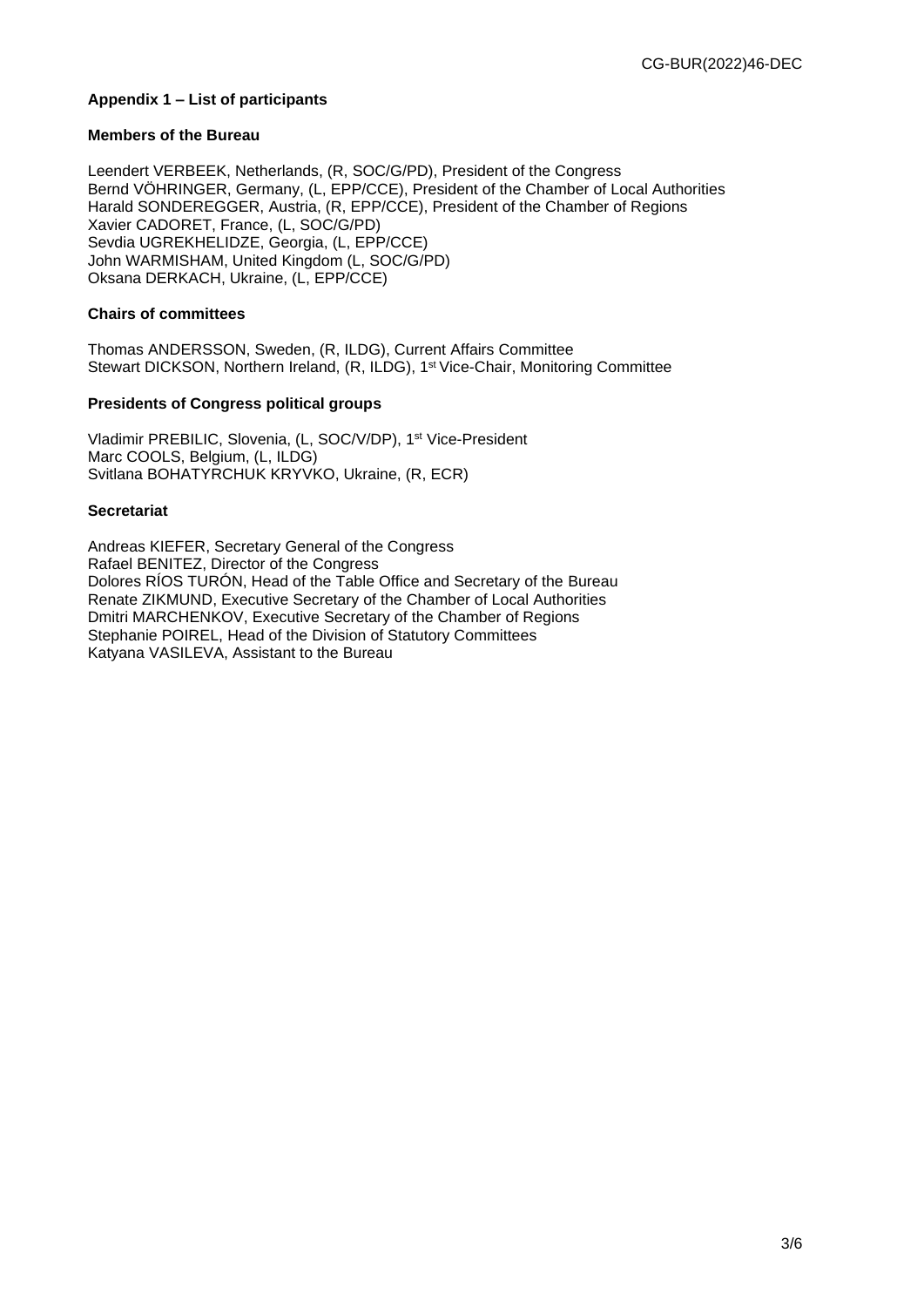### Appendix 1 – List of participants

**Members of the Bureau**

Leendert VERBEEK, Netherlands, (R, SOC/G/PD), President of the Congress
Bernd VÖHRINGER, Germany, (L, EPP/CCE), President of the Chamber of Local Authorities
Harald SONDEREGGER, Austria, (R, EPP/CCE), President of the Chamber of Regions
Xavier CADORET, France, (L, SOC/G/PD)
Sevdia UGREKHELIDZE, Georgia, (L, EPP/CCE)
John WARMISHAM, United Kingdom (L, SOC/G/PD)
Oksana DERKACH, Ukraine, (L, EPP/CCE)

**Chairs of committees**

Thomas ANDERSSON, Sweden, (R, ILDG), Current Affairs Committee
Stewart DICKSON, Northern Ireland, (R, ILDG), 1st Vice-Chair, Monitoring Committee

**Presidents of Congress political groups**

Vladimir PREBILIC, Slovenia, (L, SOC/V/DP), 1st Vice-President
Marc COOLS, Belgium, (L, ILDG)
Svitlana BOHATYRCHUK KRYVKO, Ukraine, (R, ECR)

**Secretariat**

Andreas KIEFER, Secretary General of the Congress
Rafael BENITEZ, Director of the Congress
Dolores RÍOS TURÓN, Head of the Table Office and Secretary of the Bureau
Renate ZIKMUND, Executive Secretary of the Chamber of Local Authorities
Dmitri MARCHENKOV, Executive Secretary of the Chamber of Regions
Stephanie POIREL, Head of the Division of Statutory Committees
Katyana VASILEVA, Assistant to the Bureau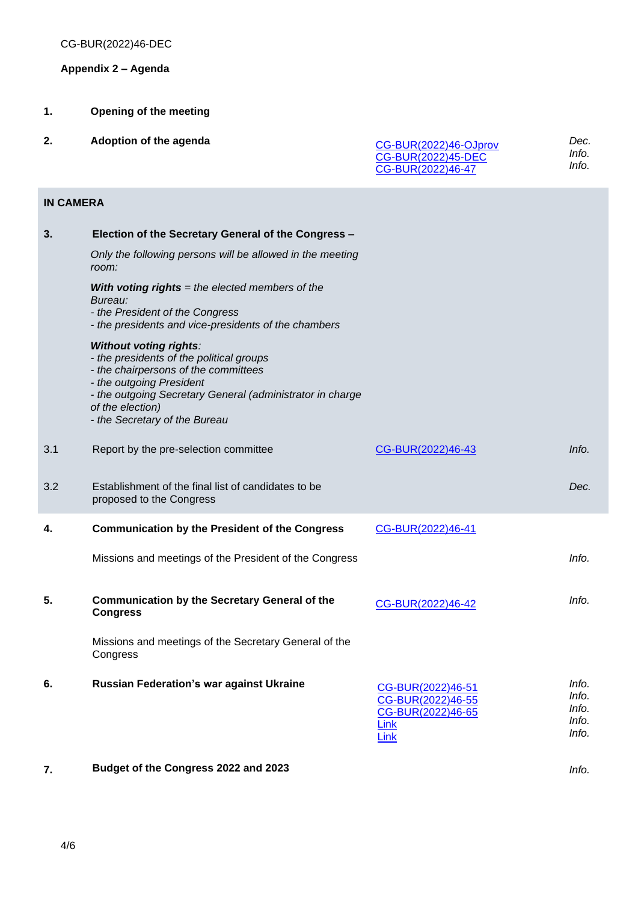CG-BUR(2022)46-DEC

**Appendix 2 – Agenda**

| | | | |
|---|---|---|---|
| **1.** | **Opening of the meeting** | | |
| **2.** | **Adoption of the agenda** | CG-BUR(2022)46-OJprov<br>CG-BUR(2022)45-DEC<br>CG-BUR(2022)46-47 | *Dec.*<br>*Info.*<br>*Info.* |
| **IN CAMERA** | | | |
| **3.** | **Election of the Secretary General of the Congress –**<br>*Only the following persons will be allowed in the meeting room:*<br>***With voting rights** = the elected members of the Bureau:*<br>*- the President of the Congress*<br>*- the presidents and vice-presidents of the chambers*<br>***Without voting rights**:*<br>*- the presidents of the political groups*<br>*- the chairpersons of the committees*<br>*- the outgoing President*<br>*- the outgoing Secretary General (administrator in charge of the election)*<br>*- the Secretary of the Bureau* | | |
| 3.1 | Report by the pre-selection committee | CG-BUR(2022)46-43 | *Info.* |
| 3.2 | Establishment of the final list of candidates to be proposed to the Congress | | *Dec.* |
| **4.** | **Communication by the President of the Congress** | CG-BUR(2022)46-41 | |
| | Missions and meetings of the President of the Congress | | *Info.* |
| **5.** | **Communication by the Secretary General of the Congress** | CG-BUR(2022)46-42 | *Info.* |
| | Missions and meetings of the Secretary General of the Congress | | |
| **6.** | **Russian Federation's war against Ukraine** | CG-BUR(2022)46-51<br>CG-BUR(2022)46-55<br>CG-BUR(2022)46-65<br>Link<br>Link | *Info.*<br>*Info.*<br>*Info.*<br>*Info.*<br>*Info.* |
| **7.** | **Budget of the Congress 2022 and 2023** | | *Info.* |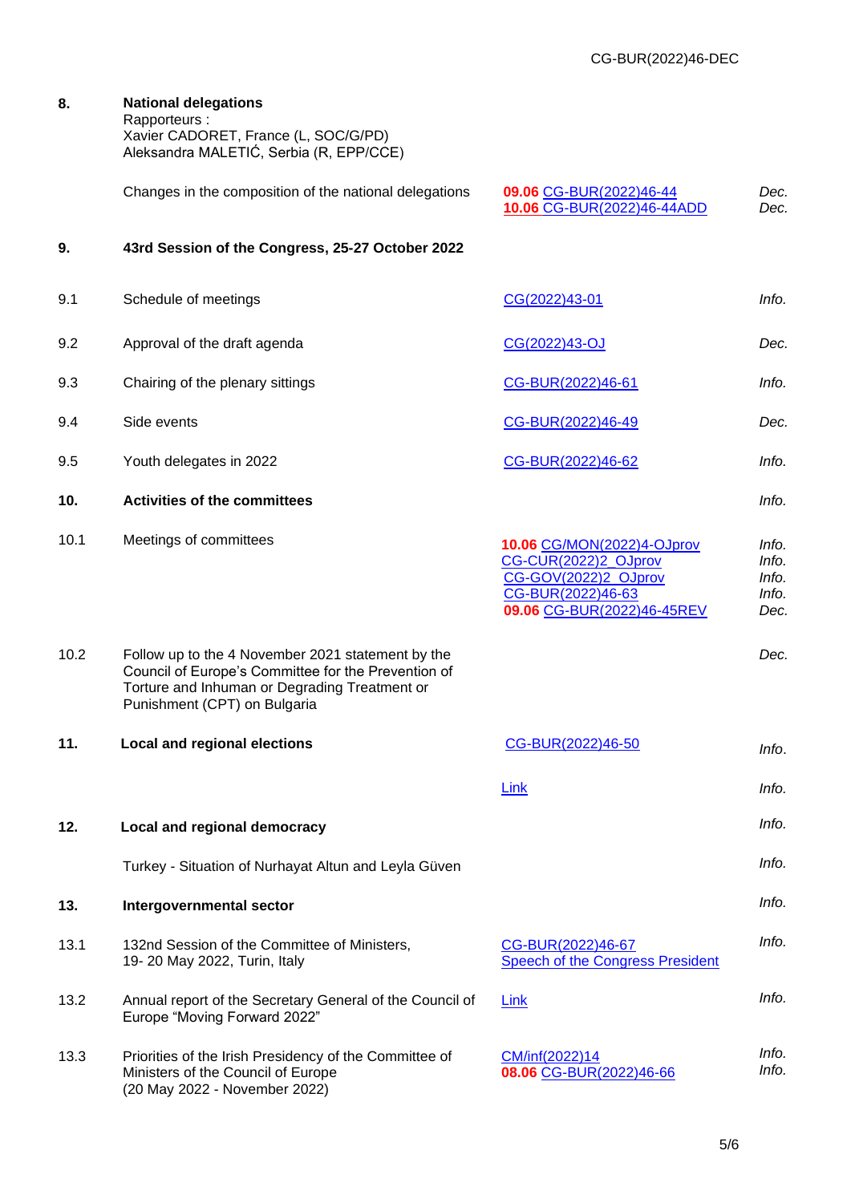| | | | |
|---|---|---|---|
| **8.** | **National delegations**<br>Rapporteurs :<br>Xavier CADORET, France (L, SOC/G/PD)<br>Aleksandra MALETIĆ, Serbia (R, EPP/CCE) | | |
| | Changes in the composition of the national delegations | **09.06** CG-BUR(2022)46-44<br>**10.06** CG-BUR(2022)46-44ADD | *Dec.*<br>*Dec.* |
| **9.** | **43rd Session of the Congress, 25-27 October 2022** | | |
| 9.1 | Schedule of meetings | CG(2022)43-01 | *Info.* |
| 9.2 | Approval of the draft agenda | CG(2022)43-OJ | *Dec.* |
| 9.3 | Chairing of the plenary sittings | CG-BUR(2022)46-61 | *Info.* |
| 9.4 | Side events | CG-BUR(2022)46-49 | *Dec.* |
| 9.5 | Youth delegates in 2022 | CG-BUR(2022)46-62 | *Info.* |
| **10.** | **Activities of the committees** | | *Info.* |
| 10.1 | Meetings of committees | **10.06** CG/MON(2022)4-OJprov<br>CG-CUR(2022)2_OJprov<br>CG-GOV(2022)2_OJprov<br>CG-BUR(2022)46-63<br>**09.06** CG-BUR(2022)46-45REV | *Info.*<br>*Info.*<br>*Info.*<br>*Info.*<br>*Dec.* |
| 10.2 | Follow up to the 4 November 2021 statement by the Council of Europe's Committee for the Prevention of Torture and Inhuman or Degrading Treatment or Punishment (CPT) on Bulgaria | | *Dec.* |
| **11.** | **Local and regional elections** | CG-BUR(2022)46-50 | *Info.* |
| | | Link | *Info.* |
| **12.** | **Local and regional democracy** | | *Info.* |
| | Turkey - Situation of Nurhayat Altun and Leyla Güven | | *Info.* |
| **13.** | **Intergovernmental sector** | | *Info.* |
| 13.1 | 132nd Session of the Committee of Ministers, 19- 20 May 2022, Turin, Italy | CG-BUR(2022)46-67<br>Speech of the Congress President | *Info.* |
| 13.2 | Annual report of the Secretary General of the Council of Europe "Moving Forward 2022" | Link | *Info.* |
| 13.3 | Priorities of the Irish Presidency of the Committee of Ministers of the Council of Europe<br>(20 May 2022 - November 2022) | CM/inf(2022)14<br>**08.06** CG-BUR(2022)46-66 | *Info.*<br>*Info.* |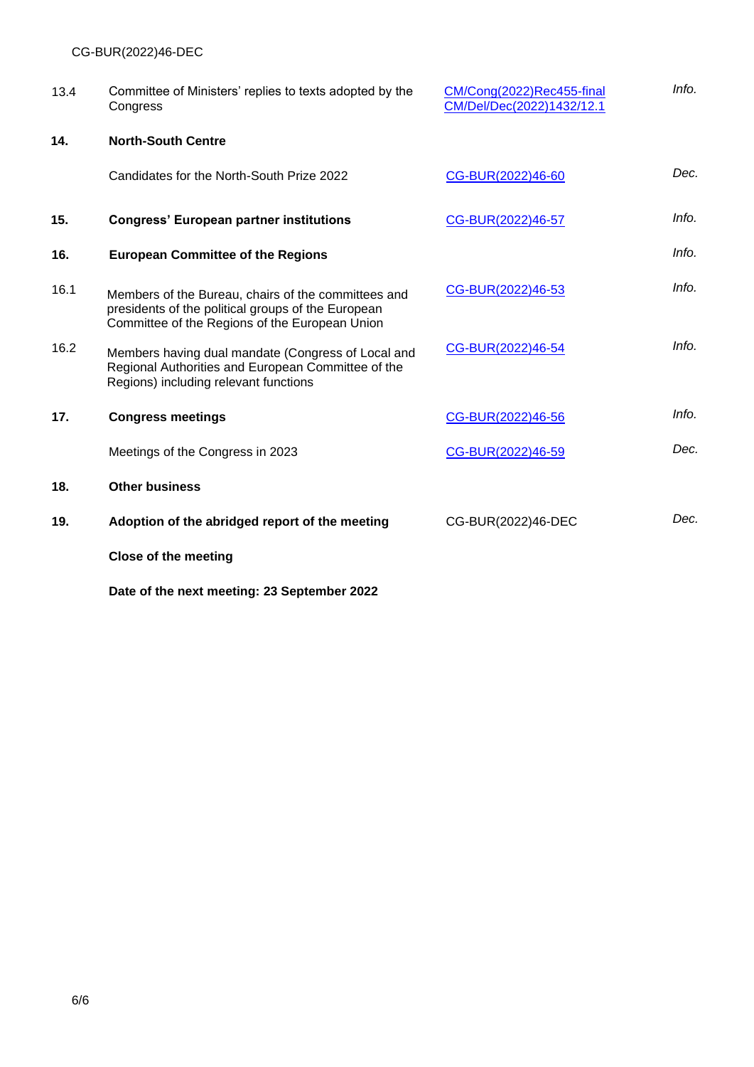| | | | |
|---|---|---|---|
| 13.4 | Committee of Ministers' replies to texts adopted by the Congress | CM/Cong(2022)Rec455-final<br>CM/Del/Dec(2022)1432/12.1 | *Info.* |
| **14.** | **North-South Centre** | | |
| | Candidates for the North-South Prize 2022 | CG-BUR(2022)46-60 | *Dec.* |
| **15.** | **Congress' European partner institutions** | CG-BUR(2022)46-57 | *Info.* |
| **16.** | **European Committee of the Regions** | | *Info.* |
| 16.1 | Members of the Bureau, chairs of the committees and presidents of the political groups of the European Committee of the Regions of the European Union | CG-BUR(2022)46-53 | *Info.* |
| 16.2 | Members having dual mandate (Congress of Local and Regional Authorities and European Committee of the Regions) including relevant functions | CG-BUR(2022)46-54 | *Info.* |
| **17.** | **Congress meetings** | CG-BUR(2022)46-56 | *Info.* |
| | Meetings of the Congress in 2023 | CG-BUR(2022)46-59 | *Dec.* |
| **18.** | **Other business** | | |
| **19.** | **Adoption of the abridged report of the meeting** | CG-BUR(2022)46-DEC | *Dec.* |
| | **Close of the meeting** | | |
| | **Date of the next meeting: 23 September 2022** | | |